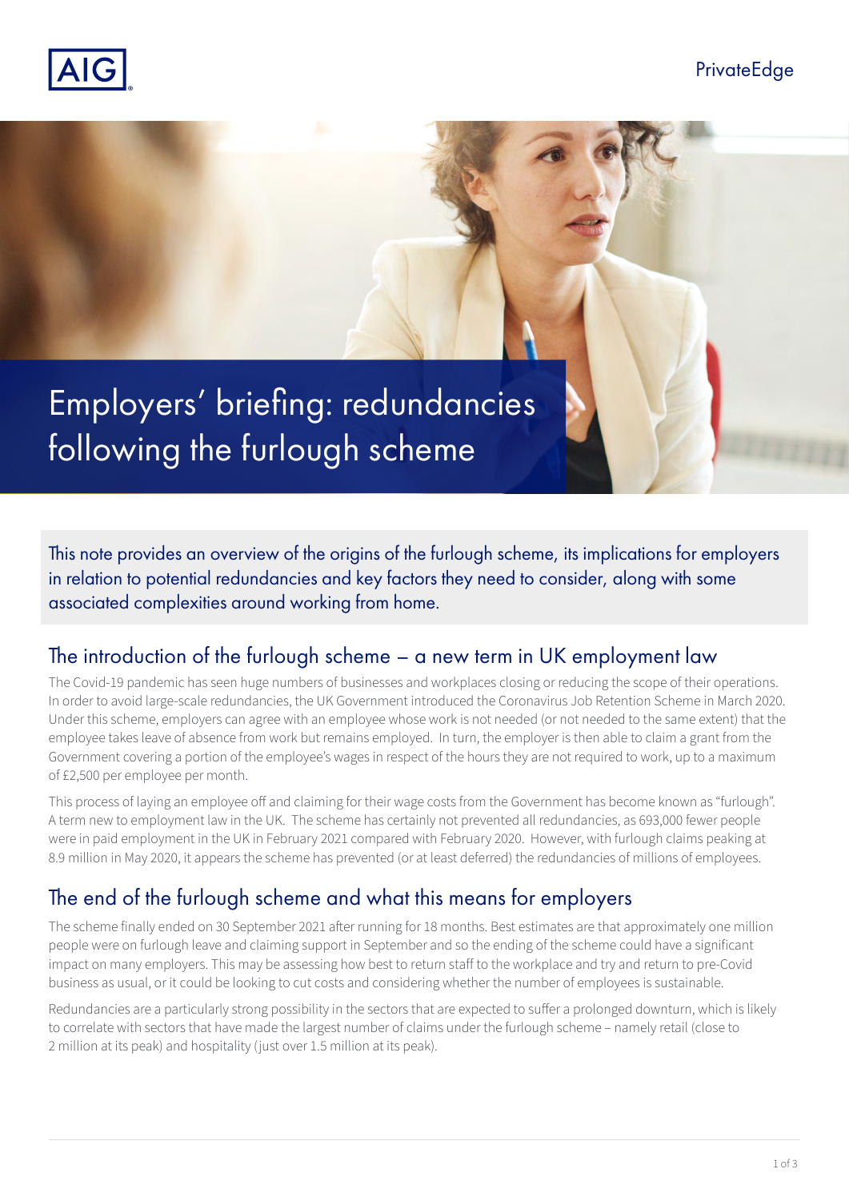AIG

PrivateEdge

# Employers' briefing: redundancies following the furlough scheme

This note provides an overview of the origins of the furlough scheme, its implications for employers in relation to potential redundancies and key factors they need to consider, along with some associated complexities around working from home.

## The introduction of the furlough scheme – a new term in UK employment law

The Covid-19 pandemic has seen huge numbers of businesses and workplaces closing or reducing the scope of their operations. In order to avoid large-scale redundancies, the UK Government introduced the Coronavirus Job Retention Scheme in March 2020. Under this scheme, employers can agree with an employee whose work is not needed (or not needed to the same extent) that the employee takes leave of absence from work but remains employed. In turn, the employer is then able to claim a grant from the Government covering a portion of the employee's wages in respect of the hours they are not required to work, up to a maximum of £2,500 per employee per month.

This process of laying an employee off and claiming for their wage costs from the Government has become known as "furlough". A term new to employment law in the UK. The scheme has certainly not prevented all redundancies, as 693,000 fewer people were in paid employment in the UK in February 2021 compared with February 2020. However, with furlough claims peaking at 8.9 million in May 2020, it appears the scheme has prevented (or at least deferred) the redundancies of millions of employees.

## The end of the furlough scheme and what this means for employers

The scheme finally ended on 30 September 2021 after running for 18 months. Best estimates are that approximately one million people were on furlough leave and claiming support in September and so the ending of the scheme could have a significant impact on many employers. This may be assessing how best to return staff to the workplace and try and return to pre-Covid business as usual, or it could be looking to cut costs and considering whether the number of employees is sustainable.

Redundancies are a particularly strong possibility in the sectors that are expected to suffer a prolonged downturn, which is likely to correlate with sectors that have made the largest number of claims under the furlough scheme – namely retail (close to 2 million at its peak) and hospitality (just over 1.5 million at its peak).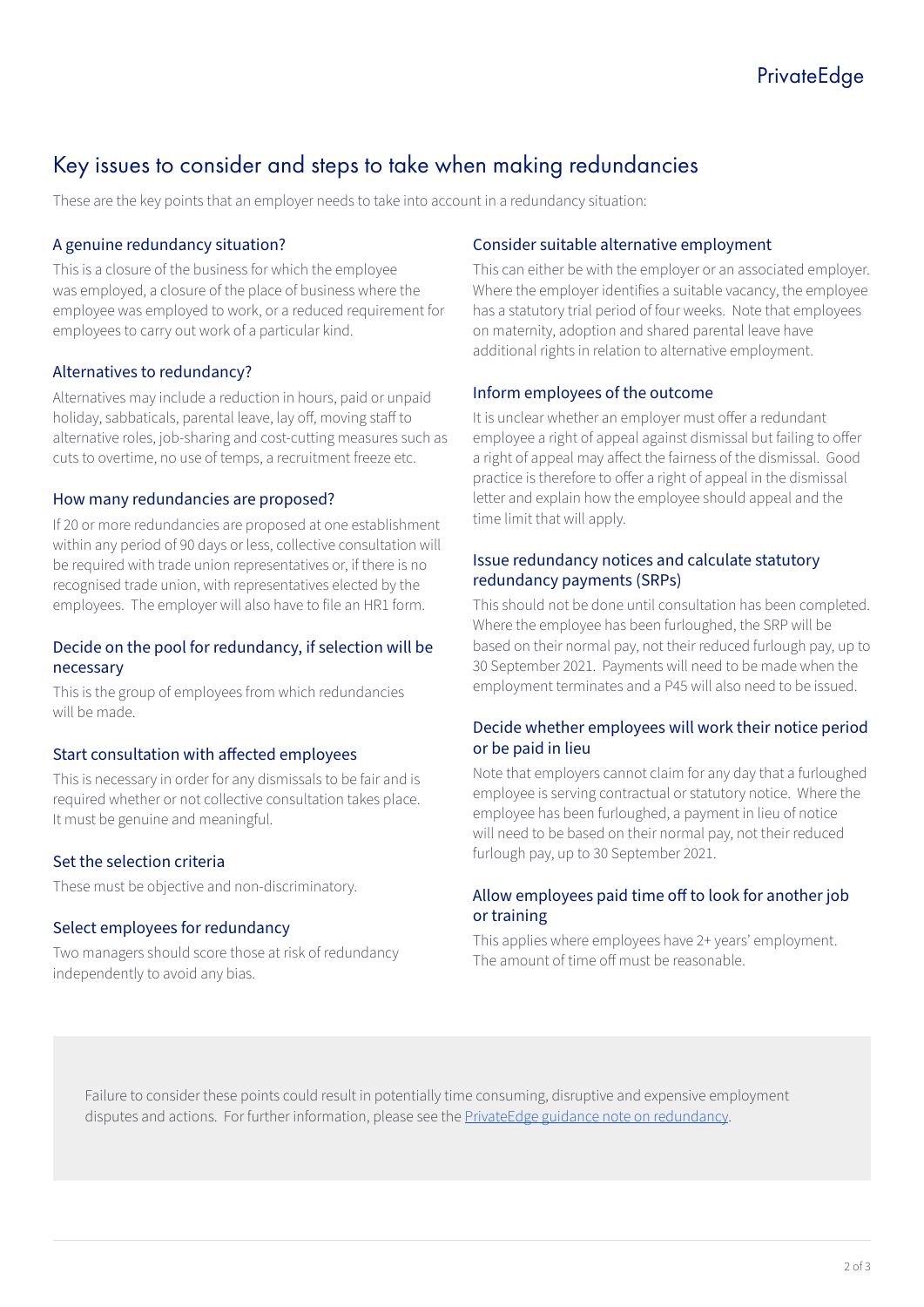# Key issues to consider and steps to take when making redundancies

These are the key points that an employer needs to take into account in a redundancy situation:

### A genuine redundancy situation?

This is a closure of the business for which the employee was employed, a closure of the place of business where the employee was employed to work, or a reduced requirement for employees to carry out work of a particular kind.

### Alternatives to redundancy?

Alternatives may include a reduction in hours, paid or unpaid holiday, sabbaticals, parental leave, lay off, moving staff to alternative roles, job-sharing and cost-cutting measures such as cuts to overtime, no use of temps, a recruitment freeze etc.

### How many redundancies are proposed?

If 20 or more redundancies are proposed at one establishment within any period of 90 days or less, collective consultation will be required with trade union representatives or, if there is no recognised trade union, with representatives elected by the employees. The employer will also have to file an HR1 form.

### Decide on the pool for redundancy, if selection will be necessary

This is the group of employees from which redundancies will be made.

### Start consultation with affected employees

This is necessary in order for any dismissals to be fair and is required whether or not collective consultation takes place. It must be genuine and meaningful.

### Set the selection criteria

These must be objective and non-discriminatory.

### Select employees for redundancy

Two managers should score those at risk of redundancy independently to avoid any bias.

### Consider suitable alternative employment

This can either be with the employer or an associated employer. Where the employer identifies a suitable vacancy, the employee has a statutory trial period of four weeks. Note that employees on maternity, adoption and shared parental leave have additional rights in relation to alternative employment.

### Inform employees of the outcome

It is unclear whether an employer must offer a redundant employee a right of appeal against dismissal but failing to offer a right of appeal may affect the fairness of the dismissal. Good practice is therefore to offer a right of appeal in the dismissal letter and explain how the employee should appeal and the time limit that will apply.

### Issue redundancy notices and calculate statutory redundancy payments (SRPs)

This should not be done until consultation has been completed. Where the employee has been furloughed, the SRP will be based on their normal pay, not their reduced furlough pay, up to 30 September 2021. Payments will need to be made when the employment terminates and a P45 will also need to be issued.

### Decide whether employees will work their notice period or be paid in lieu

Note that employers cannot claim for any day that a furloughed employee is serving contractual or statutory notice. Where the employee has been furloughed, a payment in lieu of notice will need to be based on their normal pay, not their reduced furlough pay, up to 30 September 2021.

### Allow employees paid time off to look for another job or training

This applies where employees have 2+ years' employment. The amount of time off must be reasonable.

Failure to consider these points could result in potentially time consuming, disruptive and expensive employment disputes and actions. For further information, please see the PrivateEdge guidance note on redundancy.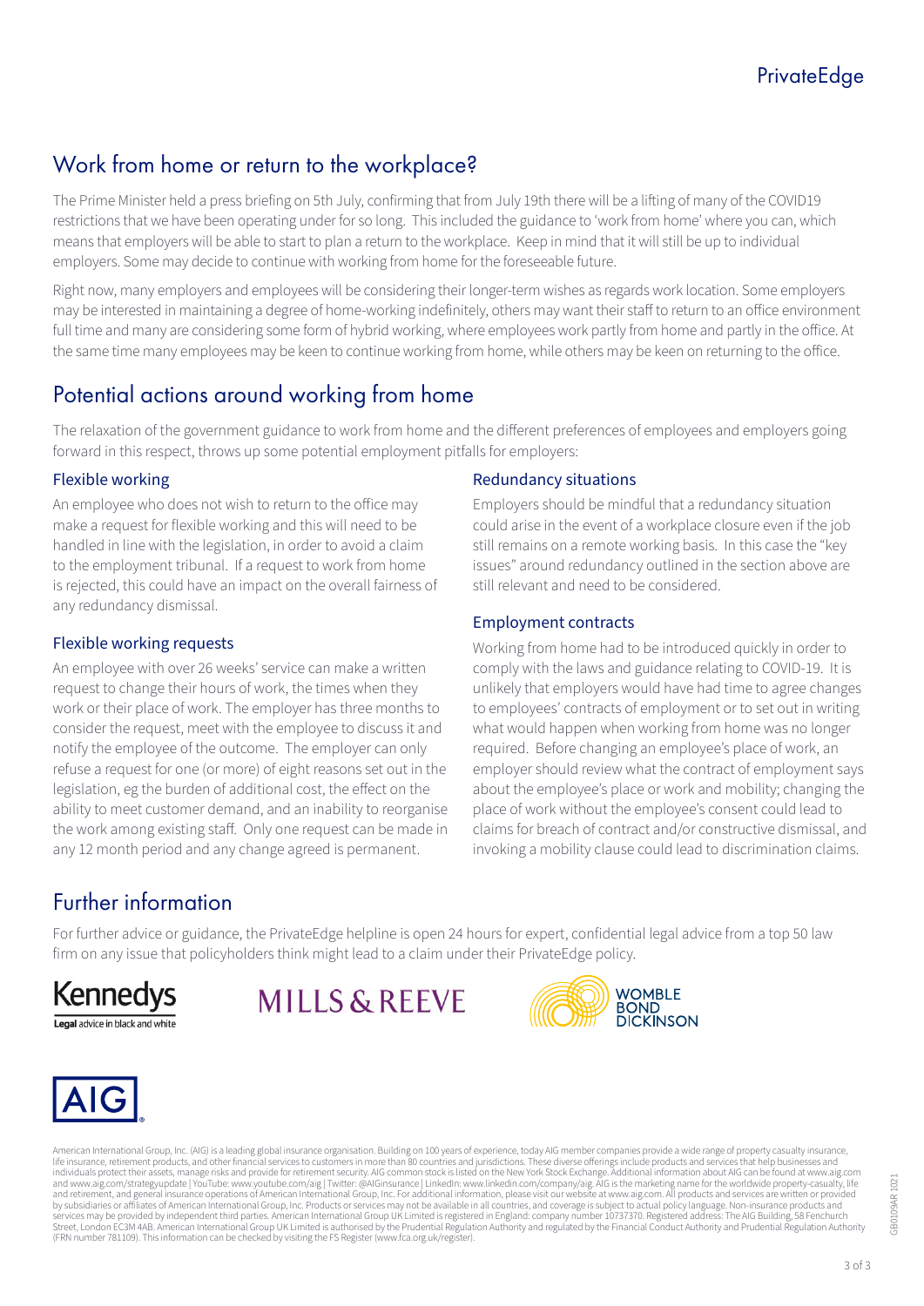## Work from home or return to the workplace?

The Prime Minister held a press briefing on 5th July, confirming that from July 19th there will be a lifting of many of the COVID19 restrictions that we have been operating under for so long. This included the guidance to 'work from home' where you can, which means that employers will be able to start to plan a return to the workplace. Keep in mind that it will still be up to individual employers. Some may decide to continue with working from home for the foreseeable future.

Right now, many employers and employees will be considering their longer-term wishes as regards work location. Some employers may be interested in maintaining a degree of home-working indefinitely, others may want their staff to return to an office environment full time and many are considering some form of hybrid working, where employees work partly from home and partly in the office. At the same time many employees may be keen to continue working from home, while others may be keen on returning to the office.

## Potential actions around working from home

The relaxation of the government guidance to work from home and the different preferences of employees and employers going forward in this respect, throws up some potential employment pitfalls for employers:

### Flexible working

An employee who does not wish to return to the office may make a request for flexible working and this will need to be handled in line with the legislation, in order to avoid a claim to the employment tribunal. If a request to work from home is rejected, this could have an impact on the overall fairness of any redundancy dismissal.

### Flexible working requests

An employee with over 26 weeks' service can make a written request to change their hours of work, the times when they work or their place of work. The employer has three months to consider the request, meet with the employee to discuss it and notify the employee of the outcome. The employer can only refuse a request for one (or more) of eight reasons set out in the legislation, eg the burden of additional cost, the effect on the ability to meet customer demand, and an inability to reorganise the work among existing staff. Only one request can be made in any 12 month period and any change agreed is permanent.

### Redundancy situations

Employers should be mindful that a redundancy situation could arise in the event of a workplace closure even if the job still remains on a remote working basis. In this case the "key issues" around redundancy outlined in the section above are still relevant and need to be considered.

### Employment contracts

Working from home had to be introduced quickly in order to comply with the laws and guidance relating to COVID-19. It is unlikely that employers would have had time to agree changes to employees' contracts of employment or to set out in writing what would happen when working from home was no longer required. Before changing an employee's place of work, an employer should review what the contract of employment says about the employee's place or work and mobility; changing the place of work without the employee's consent could lead to claims for breach of contract and/or constructive dismissal, and invoking a mobility clause could lead to discrimination claims.

## Further information

For further advice or guidance, the PrivateEdge helpline is open 24 hours for expert, confidential legal advice from a top 50 law firm on any issue that policyholders think might lead to a claim under their PrivateEdge policy.

Kennedys — Legal advice in black and white

MILLS & REEVE

WOMBLE BOND DICKINSON

AIG

American International Group, Inc. (AIG) is a leading global insurance organisation. Building on 100 years of experience, today AIG member companies provide a wide range of property casualty insurance, life insurance, retirement products, and other financial services to customers in more than 80 countries and jurisdictions. These diverse offerings include products and services that help businesses and individuals protect their assets, manage risks and provide for retirement security. AIG common stock is listed on the New York Stock Exchange. Additional information about AIG can be found at www.aig.com and www.aig.com/strategyupdate | YouTube: www.youtube.com/aig | Twitter: @AIGinsurance | LinkedIn: www.linkedin.com/company/aig. AIG is the marketing name for the worldwide property-casualty, life and retirement, and general insurance operations of American International Group, Inc. For additional information, please visit our website at www.aig.com. All products and services are written or provided by subsidiaries or affiliates of American International Group, Inc. Products or services may not be available in all countries, and coverage is subject to actual policy language. Non-insurance products and services may be provided by independent third parties. American International Group UK Limited is registered in England: company number 10737370. Registered address: The AIG Building, 58 Fenchurch Street, London EC3M 4AB. American International Group UK Limited is authorised by the Prudential Regulation Authority and regulated by the Financial Conduct Authority and Prudential Regulation Authority (FRN number 781109). This information can be checked by visiting the FS Register (www.fca.org.uk/register).

GB0109AR 1021